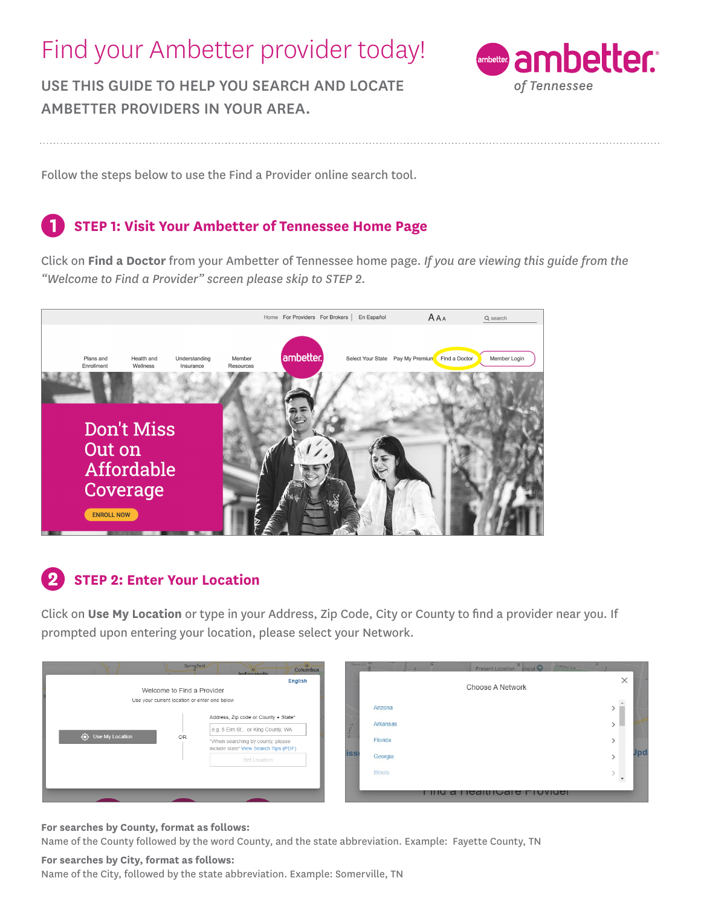# Find your Ambetter provider today!

## USE THIS GUIDE TO HELP YOU SEARCH AND LOCATE AMBETTER PROVIDERS IN YOUR AREA.

Follow the steps below to use the Find a Provider online search tool.

### STEP 1: Visit Your Ambetter of Tennessee Home Page

Click on **Find a Doctor** from your Ambetter of Tennessee home page. *If you are viewing this guide from the "Welcome to Find a Provider" screen please skip to STEP 2.*

### STEP 2: Enter Your Location

Click on **Use My Location** or type in your Address, Zip Code, City or County to find a provider near you. If prompted upon entering your location, please select your Network.

**For searches by County, format as follows:**
Name of the County followed by the word County, and the state abbreviation. Example: Fayette County, TN

**For searches by City, format as follows:**
Name of the City, followed by the state abbreviation. Example: Somerville, TN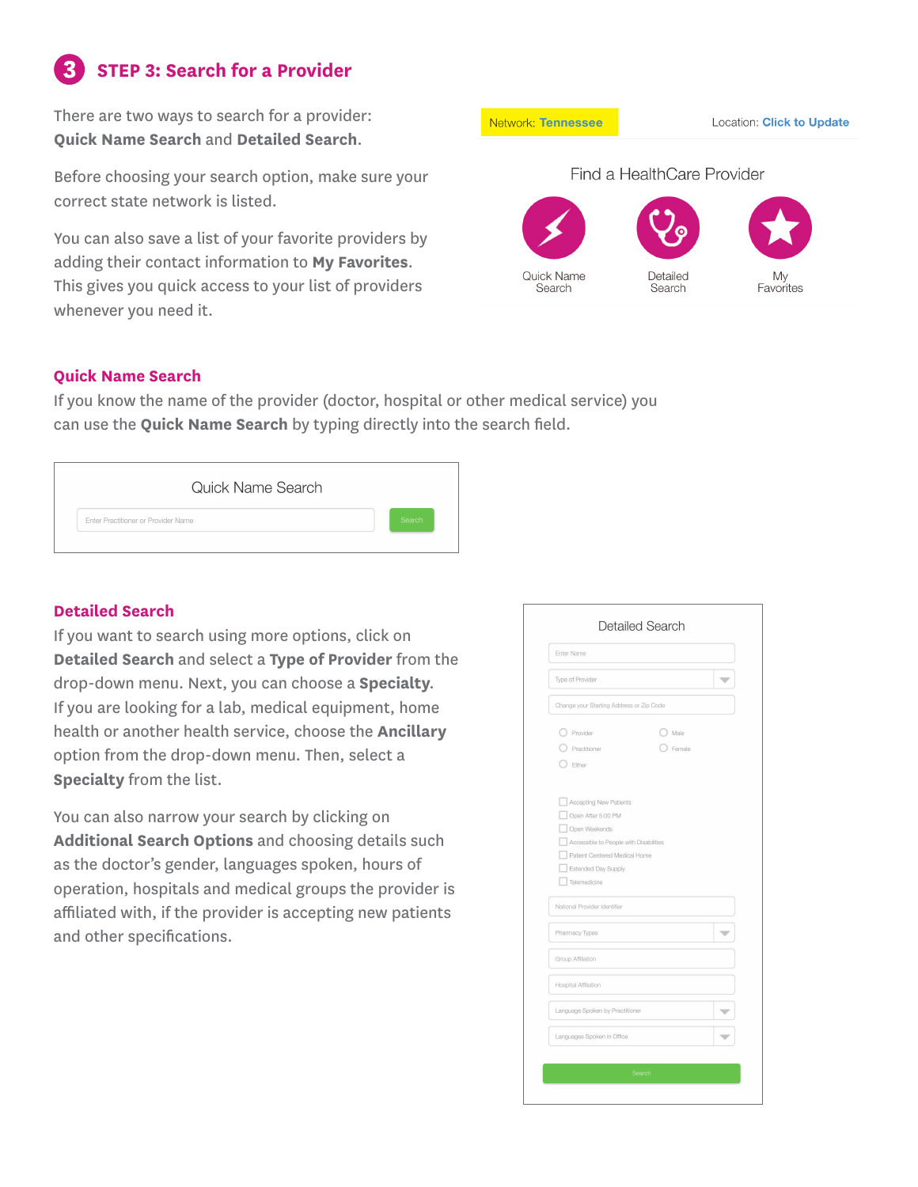## 3 STEP 3: Search for a Provider

There are two ways to search for a provider: **Quick Name Search** and **Detailed Search**.

Before choosing your search option, make sure your correct state network is listed.

You can also save a list of your favorite providers by adding their contact information to **My Favorites**. This gives you quick access to your list of providers whenever you need it.

Network: Tennessee

Location: Click to Update

Find a HealthCare Provider

Quick Name Search

Detailed Search

My Favorites

### Quick Name Search

If you know the name of the provider (doctor, hospital or other medical service) you can use the **Quick Name Search** by typing directly into the search field.

Quick Name Search

Enter Practitioner or Provider Name

Search

### Detailed Search

If you want to search using more options, click on **Detailed Search** and select a **Type of Provider** from the drop-down menu. Next, you can choose a **Specialty**. If you are looking for a lab, medical equipment, home health or another health service, choose the **Ancillary** option from the drop-down menu. Then, select a **Specialty** from the list.

You can also narrow your search by clicking on **Additional Search Options** and choosing details such as the doctor's gender, languages spoken, hours of operation, hospitals and medical groups the provider is affiliated with, if the provider is accepting new patients and other specifications.

Detailed Search

Enter Name

Type of Provider

Change your Starting Address or Zip Code

- Provider
- Practitioner
- Either
- Male
- Female

- Accepting New Patients
- Open After 5:00 PM
- Open Weekends
- Accessible to People with Disabilities
- Patient Centered Medical Home
- Extended Day Supply
- Telemedicine

National Provider Identifier

Pharmacy Types

Group Affiliation

Hospital Affiliation

Language Spoken by Practitioner

Languages Spoken in Office

Search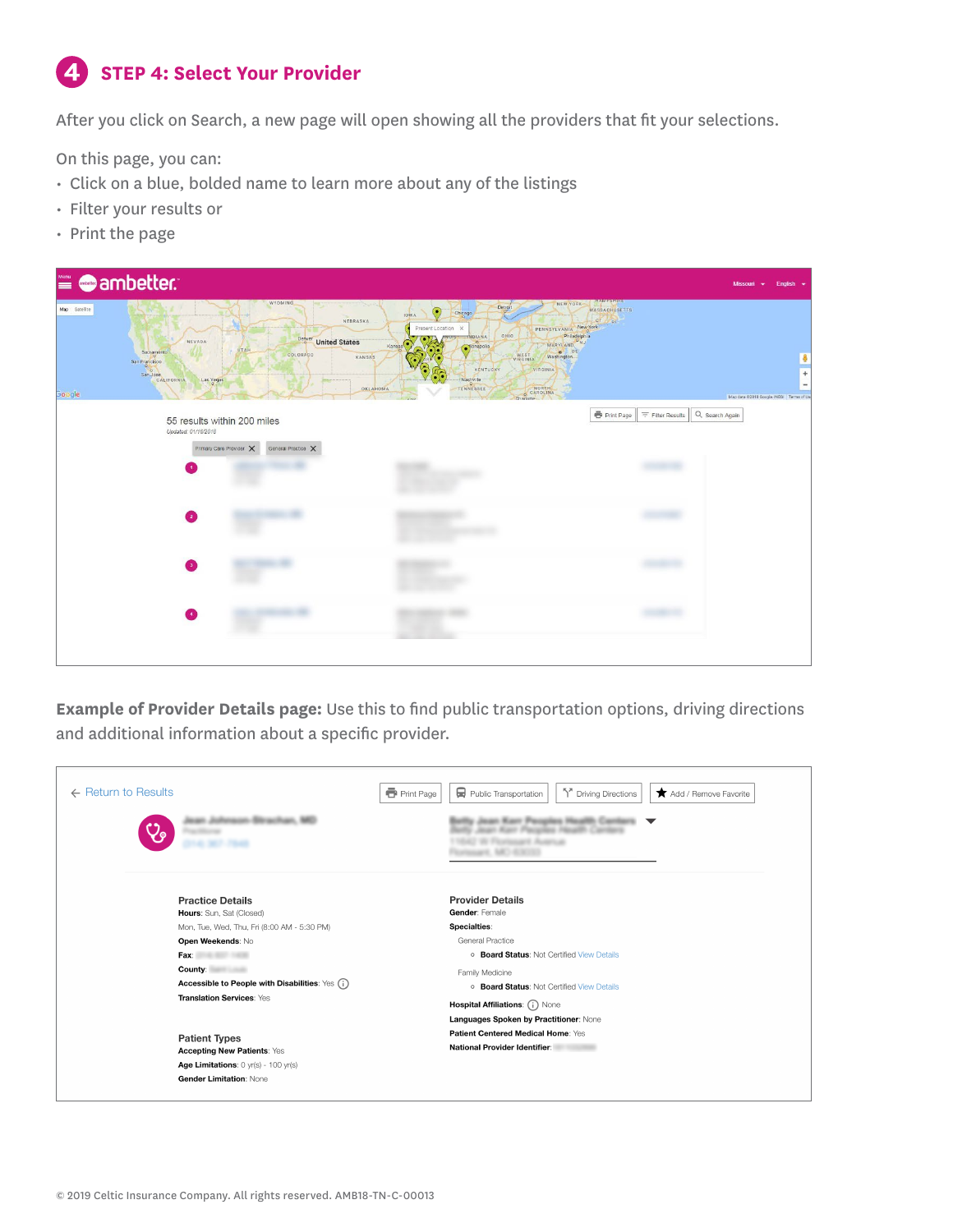## 4 STEP 4: Select Your Provider

After you click on Search, a new page will open showing all the providers that fit your selections.

On this page, you can:

- Click on a blue, bolded name to learn more about any of the listings
- Filter your results or
- Print the page

**Example of Provider Details page:** Use this to find public transportation options, driving directions and additional information about a specific provider.

© 2019 Celtic Insurance Company. All rights reserved. AMB18-TN-C-00013